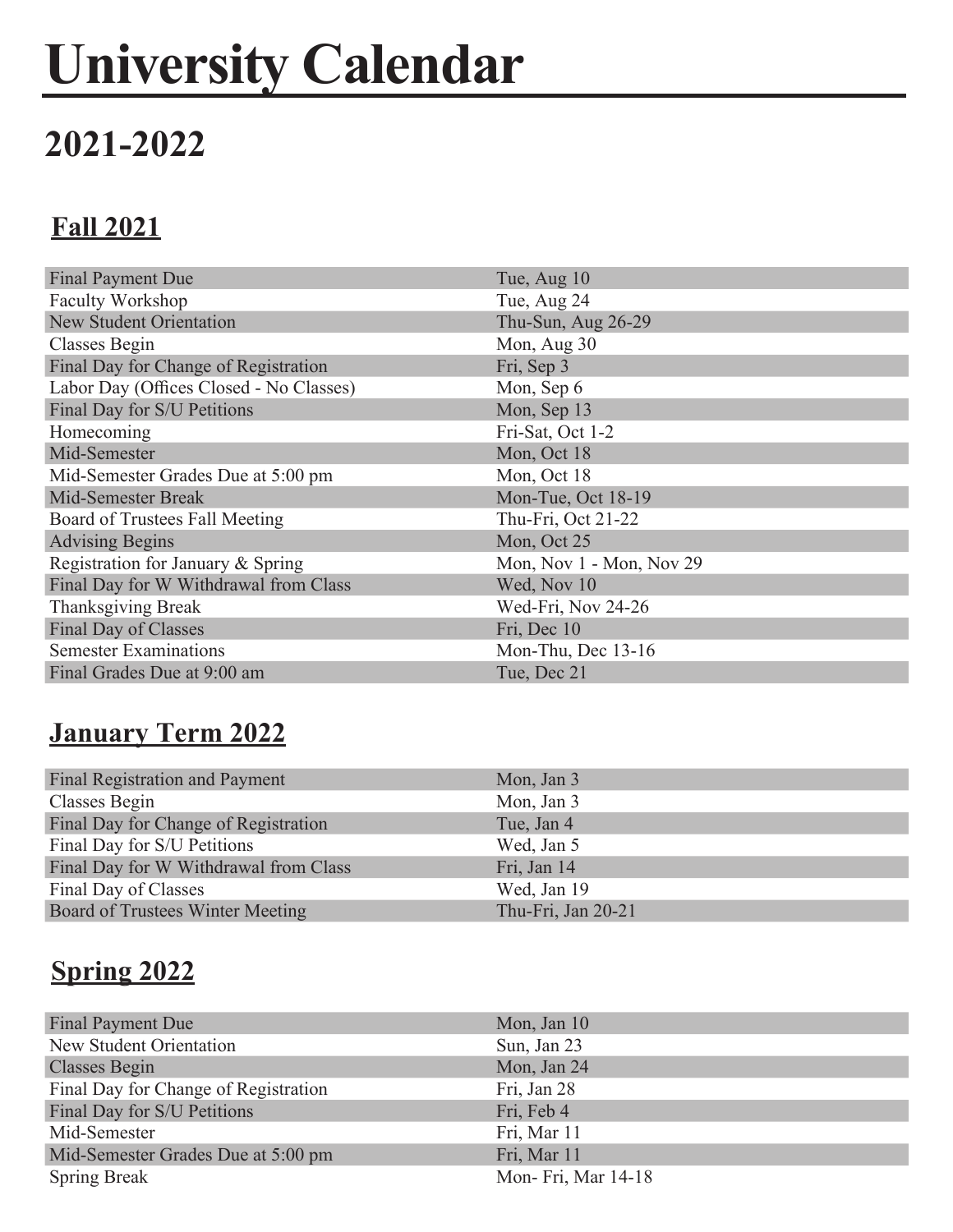# University Calendar

## 2021-2022

### Fall 2021

| | |
|---|---|
| Final Payment Due | Tue, Aug 10 |
| Faculty Workshop | Tue, Aug 24 |
| New Student Orientation | Thu-Sun, Aug 26-29 |
| Classes Begin | Mon, Aug 30 |
| Final Day for Change of Registration | Fri, Sep 3 |
| Labor Day (Offices Closed - No Classes) | Mon, Sep 6 |
| Final Day for S/U Petitions | Mon, Sep 13 |
| Homecoming | Fri-Sat, Oct 1-2 |
| Mid-Semester | Mon, Oct 18 |
| Mid-Semester Grades Due at 5:00 pm | Mon, Oct 18 |
| Mid-Semester Break | Mon-Tue, Oct 18-19 |
| Board of Trustees Fall Meeting | Thu-Fri, Oct 21-22 |
| Advising Begins | Mon, Oct 25 |
| Registration for January & Spring | Mon, Nov 1 - Mon, Nov 29 |
| Final Day for W Withdrawal from Class | Wed, Nov 10 |
| Thanksgiving Break | Wed-Fri, Nov 24-26 |
| Final Day of Classes | Fri, Dec 10 |
| Semester Examinations | Mon-Thu, Dec 13-16 |
| Final Grades Due at 9:00 am | Tue, Dec 21 |

### January Term 2022

| | |
|---|---|
| Final Registration and Payment | Mon, Jan 3 |
| Classes Begin | Mon, Jan 3 |
| Final Day for Change of Registration | Tue, Jan 4 |
| Final Day for S/U Petitions | Wed, Jan 5 |
| Final Day for W Withdrawal from Class | Fri, Jan 14 |
| Final Day of Classes | Wed, Jan 19 |
| Board of Trustees Winter Meeting | Thu-Fri, Jan 20-21 |

### Spring 2022

| | |
|---|---|
| Final Payment Due | Mon, Jan 10 |
| New Student Orientation | Sun, Jan 23 |
| Classes Begin | Mon, Jan 24 |
| Final Day for Change of Registration | Fri, Jan 28 |
| Final Day for S/U Petitions | Fri, Feb 4 |
| Mid-Semester | Fri, Mar 11 |
| Mid-Semester Grades Due at 5:00 pm | Fri, Mar 11 |
| Spring Break | Mon- Fri, Mar 14-18 |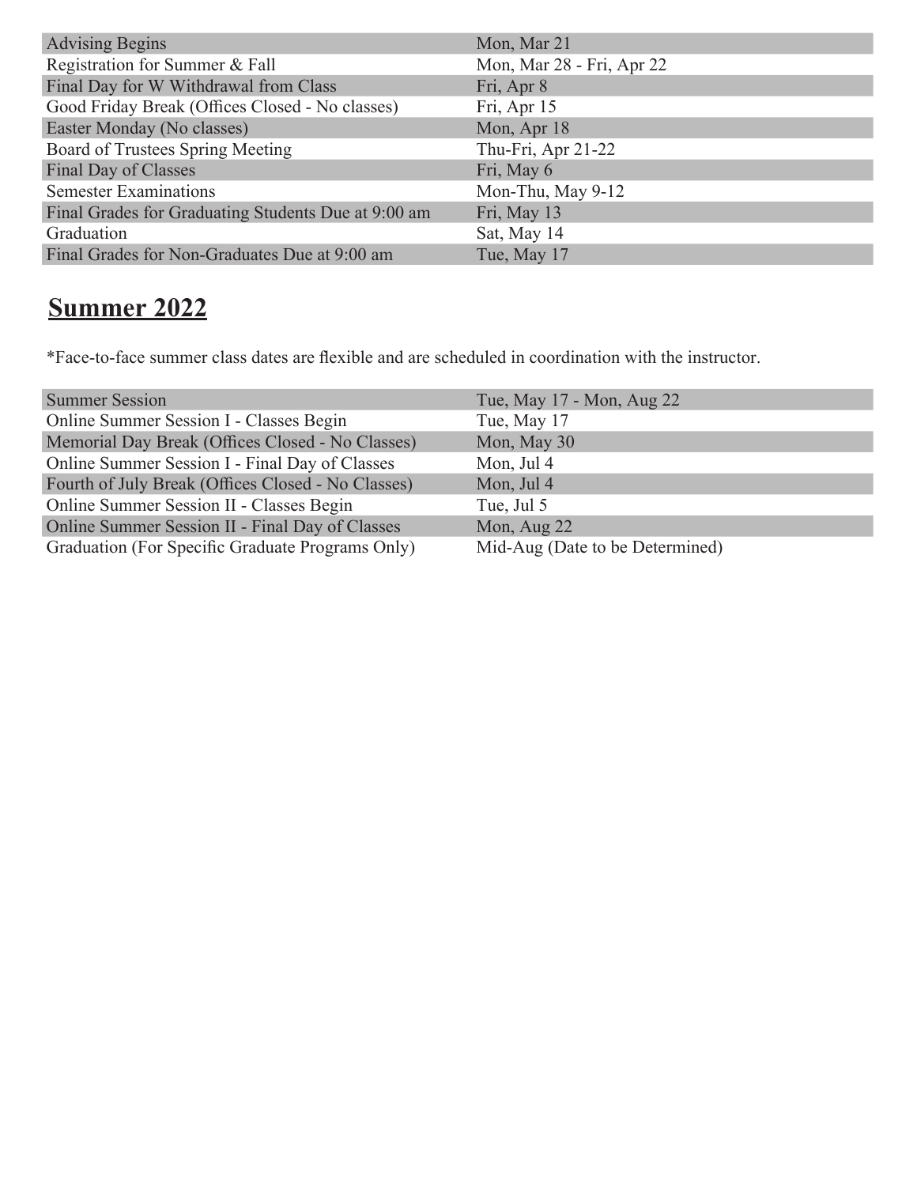| | |
|---|---|
| Advising Begins | Mon, Mar 21 |
| Registration for Summer & Fall | Mon, Mar 28 - Fri, Apr 22 |
| Final Day for W Withdrawal from Class | Fri, Apr 8 |
| Good Friday Break (Offices Closed - No classes) | Fri, Apr 15 |
| Easter Monday (No classes) | Mon, Apr 18 |
| Board of Trustees Spring Meeting | Thu-Fri, Apr 21-22 |
| Final Day of Classes | Fri, May 6 |
| Semester Examinations | Mon-Thu, May 9-12 |
| Final Grades for Graduating Students Due at 9:00 am | Fri, May 13 |
| Graduation | Sat, May 14 |
| Final Grades for Non-Graduates Due at 9:00 am | Tue, May 17 |

## Summer 2022

*Face-to-face summer class dates are flexible and are scheduled in coordination with the instructor.

| | |
|---|---|
| Summer Session | Tue, May 17 - Mon, Aug 22 |
| Online Summer Session I - Classes Begin | Tue, May 17 |
| Memorial Day Break (Offices Closed - No Classes) | Mon, May 30 |
| Online Summer Session I - Final Day of Classes | Mon, Jul 4 |
| Fourth of July Break (Offices Closed - No Classes) | Mon, Jul 4 |
| Online Summer Session II - Classes Begin | Tue, Jul 5 |
| Online Summer Session II - Final Day of Classes | Mon, Aug 22 |
| Graduation (For Specific Graduate Programs Only) | Mid-Aug (Date to be Determined) |